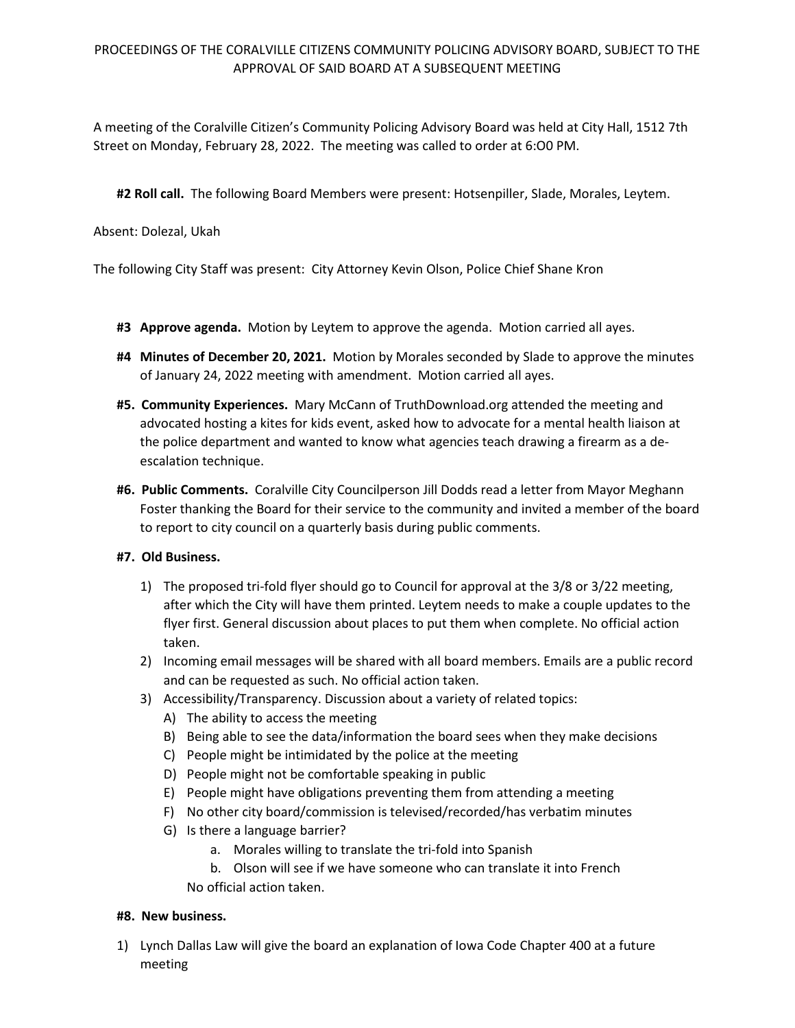PROCEEDINGS OF THE CORALVILLE CITIZENS COMMUNITY POLICING ADVISORY BOARD, SUBJECT TO THE APPROVAL OF SAID BOARD AT A SUBSEQUENT MEETING

A meeting of the Coralville Citizen's Community Policing Advisory Board was held at City Hall, 1512 7th Street on Monday, February 28, 2022. The meeting was called to order at 6:O0 PM.

**#2 Roll call.** The following Board Members were present: Hotsenpiller, Slade, Morales, Leytem.

Absent: Dolezal, Ukah

The following City Staff was present: City Attorney Kevin Olson, Police Chief Shane Kron

**#3 Approve agenda.** Motion by Leytem to approve the agenda. Motion carried all ayes.

**#4 Minutes of December 20, 2021.** Motion by Morales seconded by Slade to approve the minutes of January 24, 2022 meeting with amendment. Motion carried all ayes.

**#5. Community Experiences.** Mary McCann of TruthDownload.org attended the meeting and advocated hosting a kites for kids event, asked how to advocate for a mental health liaison at the police department and wanted to know what agencies teach drawing a firearm as a de-escalation technique.

**#6. Public Comments.** Coralville City Councilperson Jill Dodds read a letter from Mayor Meghann Foster thanking the Board for their service to the community and invited a member of the board to report to city council on a quarterly basis during public comments.

**#7. Old Business.**

1) The proposed tri-fold flyer should go to Council for approval at the 3/8 or 3/22 meeting, after which the City will have them printed. Leytem needs to make a couple updates to the flyer first. General discussion about places to put them when complete. No official action taken.
2) Incoming email messages will be shared with all board members. Emails are a public record and can be requested as such. No official action taken.
3) Accessibility/Transparency. Discussion about a variety of related topics:
   A) The ability to access the meeting
   B) Being able to see the data/information the board sees when they make decisions
   C) People might be intimidated by the police at the meeting
   D) People might not be comfortable speaking in public
   E) People might have obligations preventing them from attending a meeting
   F) No other city board/commission is televised/recorded/has verbatim minutes
   G) Is there a language barrier?
      a. Morales willing to translate the tri-fold into Spanish
      b. Olson will see if we have someone who can translate it into French

   No official action taken.

**#8. New business.**

1) Lynch Dallas Law will give the board an explanation of Iowa Code Chapter 400 at a future meeting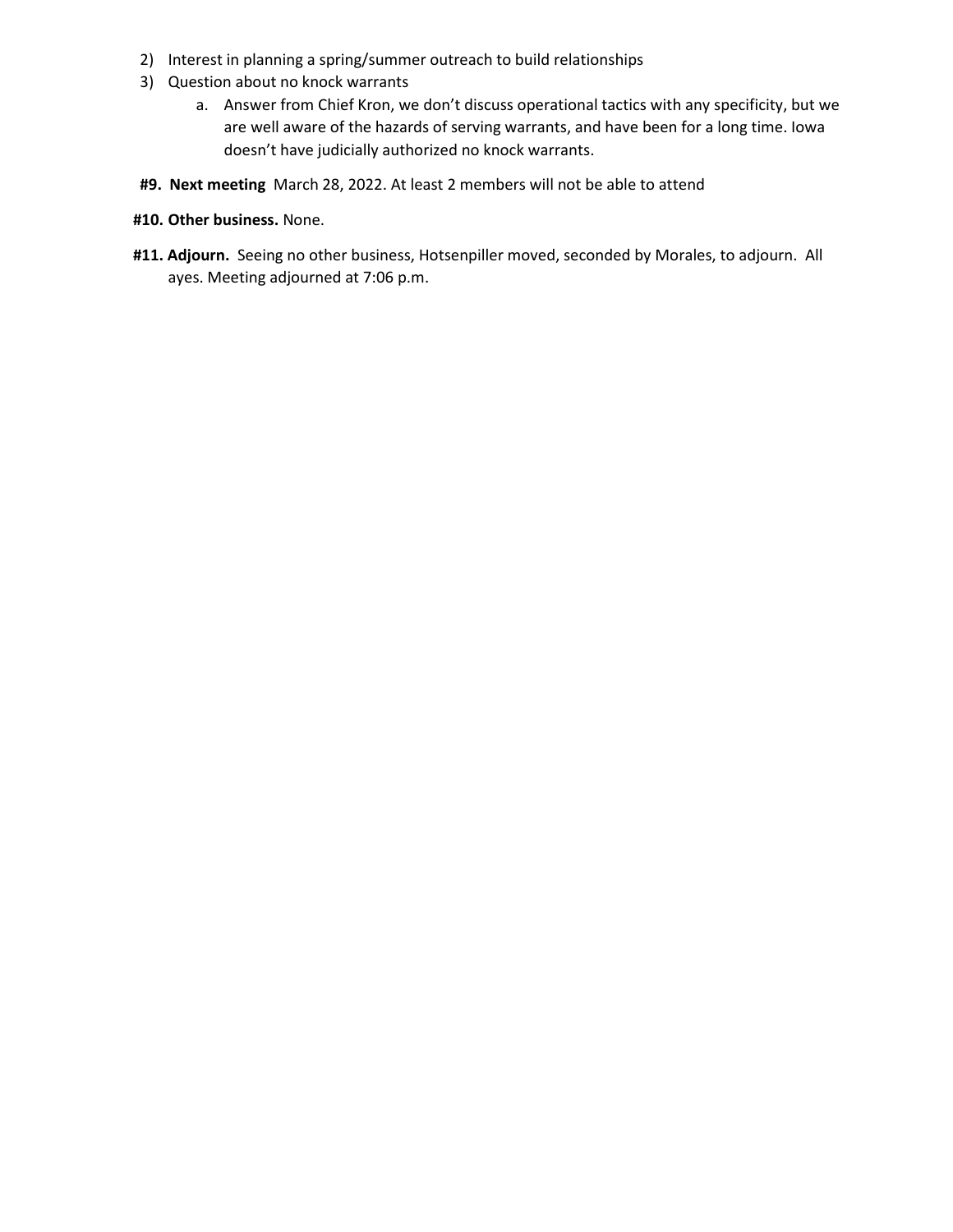2) Interest in planning a spring/summer outreach to build relationships
3) Question about no knock warrants
   a. Answer from Chief Kron, we don't discuss operational tactics with any specificity, but we are well aware of the hazards of serving warrants, and have been for a long time. Iowa doesn't have judicially authorized no knock warrants.

**#9. Next meeting** March 28, 2022. At least 2 members will not be able to attend

**#10. Other business.** None.

**#11. Adjourn.** Seeing no other business, Hotsenpiller moved, seconded by Morales, to adjourn. All ayes. Meeting adjourned at 7:06 p.m.